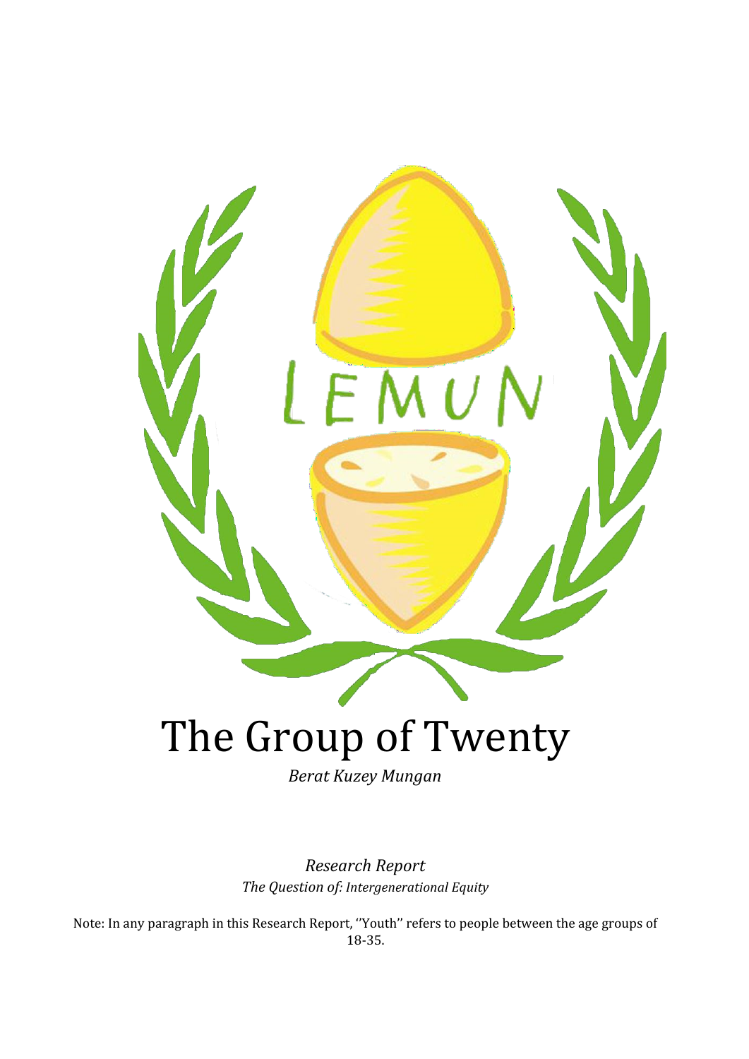# The Group of Twenty

*Berat Kuzey Mungan*

*Research Report*

*The Question of: Intergenerational Equity*

Note: In any paragraph in this Research Report, ''Youth'' refers to people between the age groups of 18-35.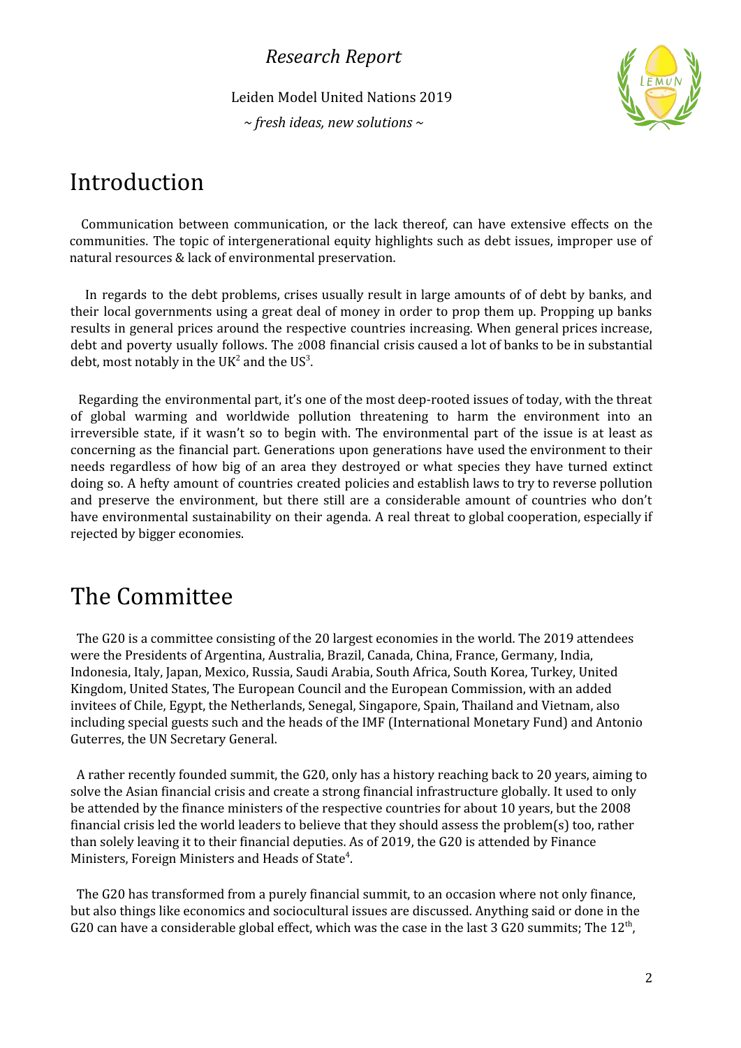# Introduction

Communication between communication, or the lack thereof, can have extensive effects on the communities. The topic of intergenerational equity highlights such as debt issues, improper use of natural resources & lack of environmental preservation.

In regards to the debt problems, crises usually result in large amounts of of debt by banks, and their local governments using a great deal of money in order to prop them up. Propping up banks results in general prices around the respective countries increasing. When general prices increase, debt and poverty usually follows. The 2008 financial crisis caused a lot of banks to be in substantial debt, most notably in the UK[2] and the US[3].

Regarding the environmental part, it's one of the most deep-rooted issues of today, with the threat of global warming and worldwide pollution threatening to harm the environment into an irreversible state, if it wasn't so to begin with. The environmental part of the issue is at least as concerning as the financial part. Generations upon generations have used the environment to their needs regardless of how big of an area they destroyed or what species they have turned extinct doing so. A hefty amount of countries created policies and establish laws to try to reverse pollution and preserve the environment, but there still are a considerable amount of countries who don't have environmental sustainability on their agenda. A real threat to global cooperation, especially if rejected by bigger economies.

# The Committee

The G20 is a committee consisting of the 20 largest economies in the world. The 2019 attendees were the Presidents of Argentina, Australia, Brazil, Canada, China, France, Germany, India, Indonesia, Italy, Japan, Mexico, Russia, Saudi Arabia, South Africa, South Korea, Turkey, United Kingdom, United States, The European Council and the European Commission, with an added invitees of Chile, Egypt, the Netherlands, Senegal, Singapore, Spain, Thailand and Vietnam, also including special guests such and the heads of the IMF (International Monetary Fund) and Antonio Guterres, the UN Secretary General.

A rather recently founded summit, the G20, only has a history reaching back to 20 years, aiming to solve the Asian financial crisis and create a strong financial infrastructure globally. It used to only be attended by the finance ministers of the respective countries for about 10 years, but the 2008 financial crisis led the world leaders to believe that they should assess the problem(s) too, rather than solely leaving it to their financial deputies. As of 2019, the G20 is attended by Finance Ministers, Foreign Ministers and Heads of State[4].

The G20 has transformed from a purely financial summit, to an occasion where not only finance, but also things like economics and sociocultural issues are discussed. Anything said or done in the G20 can have a considerable global effect, which was the case in the last 3 G20 summits; The 12th,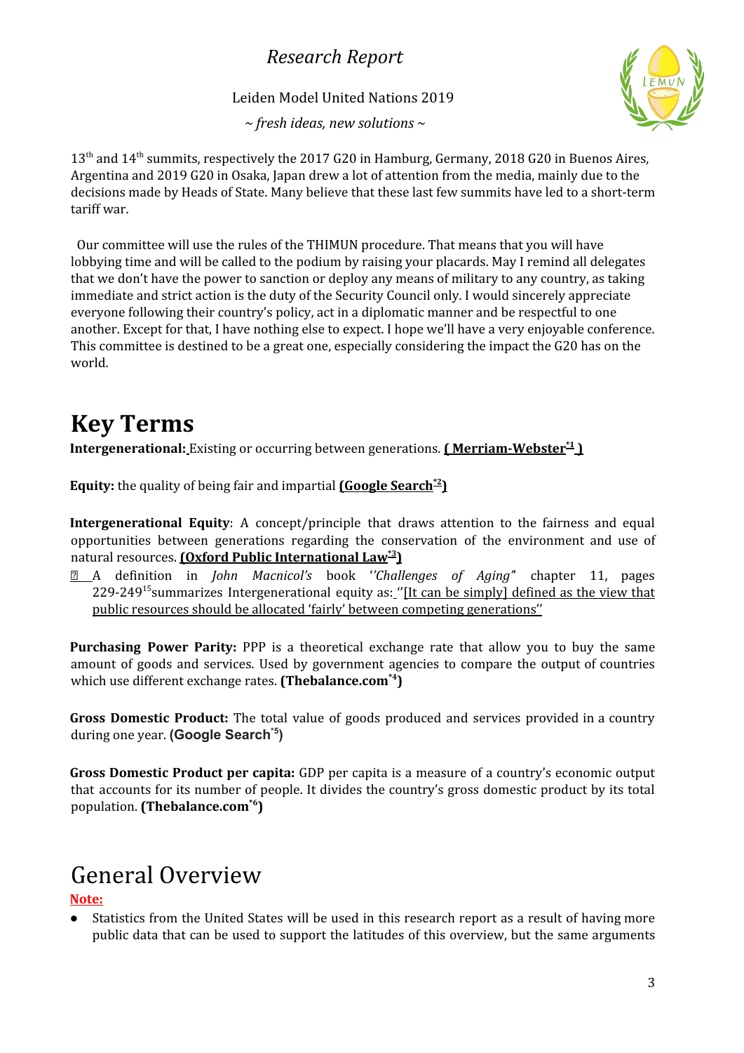13th and 14th summits, respectively the 2017 G20 in Hamburg, Germany, 2018 G20 in Buenos Aires, Argentina and 2019 G20 in Osaka, Japan drew a lot of attention from the media, mainly due to the decisions made by Heads of State. Many believe that these last few summits have led to a short-term tariff war.

Our committee will use the rules of the THIMUN procedure. That means that you will have lobbying time and will be called to the podium by raising your placards. May I remind all delegates that we don't have the power to sanction or deploy any means of military to any country, as taking immediate and strict action is the duty of the Security Council only. I would sincerely appreciate everyone following their country's policy, act in a diplomatic manner and be respectful to one another. Except for that, I have nothing else to expect. I hope we'll have a very enjoyable conference. This committee is destined to be a great one, especially considering the impact the G20 has on the world.

# Key Terms

**Intergenerational:** Existing or occurring between generations. **( Merriam-Webster[*1] )**

**Equity:** the quality of being fair and impartial **(Google Search[*2])**

**Intergenerational Equity**: A concept/principle that draws attention to the fairness and equal opportunities between generations regarding the conservation of the environment and use of natural resources. **(Oxford Public International Law[*3])**

- A definition in *John Macnicol's* book *''Challenges of Aging''* chapter 11, pages 229-249[15] summarizes Intergenerational equity as: ''[It can be simply] defined as the view that public resources should be allocated 'fairly' between competing generations''

**Purchasing Power Parity:** PPP is a theoretical exchange rate that allow you to buy the same amount of goods and services. Used by government agencies to compare the output of countries which use different exchange rates. **(Thebalance.com[*4])**

**Gross Domestic Product:** The total value of goods produced and services provided in a country during one year. **(Google Search[*5])**

**Gross Domestic Product per capita:** GDP per capita is a measure of a country's economic output that accounts for its number of people. It divides the country's gross domestic product by its total population. **(Thebalance.com[*6])**

# General Overview

**Note:**

- Statistics from the United States will be used in this research report as a result of having more public data that can be used to support the latitudes of this overview, but the same arguments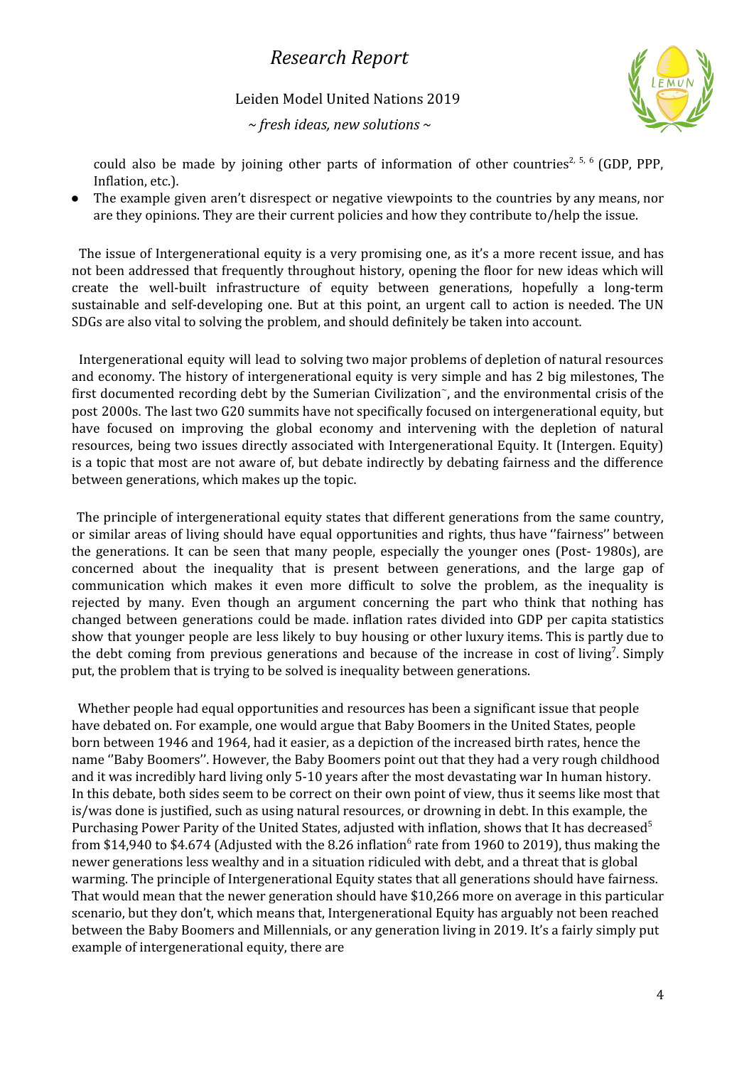could also be made by joining other parts of information of other countries[2, 5, 6] (GDP, PPP, Inflation, etc.).

- The example given aren't disrespect or negative viewpoints to the countries by any means, nor are they opinions. They are their current policies and how they contribute to/help the issue.

The issue of Intergenerational equity is a very promising one, as it's a more recent issue, and has not been addressed that frequently throughout history, opening the floor for new ideas which will create the well-built infrastructure of equity between generations, hopefully a long-term sustainable and self-developing one. But at this point, an urgent call to action is needed. The UN SDGs are also vital to solving the problem, and should definitely be taken into account.

Intergenerational equity will lead to solving two major problems of depletion of natural resources and economy. The history of intergenerational equity is very simple and has 2 big milestones, The first documented recording debt by the Sumerian Civilization~, and the environmental crisis of the post 2000s. The last two G20 summits have not specifically focused on intergenerational equity, but have focused on improving the global economy and intervening with the depletion of natural resources, being two issues directly associated with Intergenerational Equity. It (Intergen. Equity) is a topic that most are not aware of, but debate indirectly by debating fairness and the difference between generations, which makes up the topic.

The principle of intergenerational equity states that different generations from the same country, or similar areas of living should have equal opportunities and rights, thus have ''fairness'' between the generations. It can be seen that many people, especially the younger ones (Post- 1980s), are concerned about the inequality that is present between generations, and the large gap of communication which makes it even more difficult to solve the problem, as the inequality is rejected by many. Even though an argument concerning the part who think that nothing has changed between generations could be made. inflation rates divided into GDP per capita statistics show that younger people are less likely to buy housing or other luxury items. This is partly due to the debt coming from previous generations and because of the increase in cost of living[7]. Simply put, the problem that is trying to be solved is inequality between generations.

Whether people had equal opportunities and resources has been a significant issue that people have debated on. For example, one would argue that Baby Boomers in the United States, people born between 1946 and 1964, had it easier, as a depiction of the increased birth rates, hence the name ''Baby Boomers''. However, the Baby Boomers point out that they had a very rough childhood and it was incredibly hard living only 5-10 years after the most devastating war In human history. In this debate, both sides seem to be correct on their own point of view, thus it seems like most that is/was done is justified, such as using natural resources, or drowning in debt. In this example, the Purchasing Power Parity of the United States, adjusted with inflation, shows that It has decreased[5] from $14,940 to $4.674 (Adjusted with the 8.26 inflation[6] rate from 1960 to 2019), thus making the newer generations less wealthy and in a situation ridiculed with debt, and a threat that is global warming. The principle of Intergenerational Equity states that all generations should have fairness. That would mean that the newer generation should have $10,266 more on average in this particular scenario, but they don't, which means that, Intergenerational Equity has arguably not been reached between the Baby Boomers and Millennials, or any generation living in 2019. It's a fairly simply put example of intergenerational equity, there are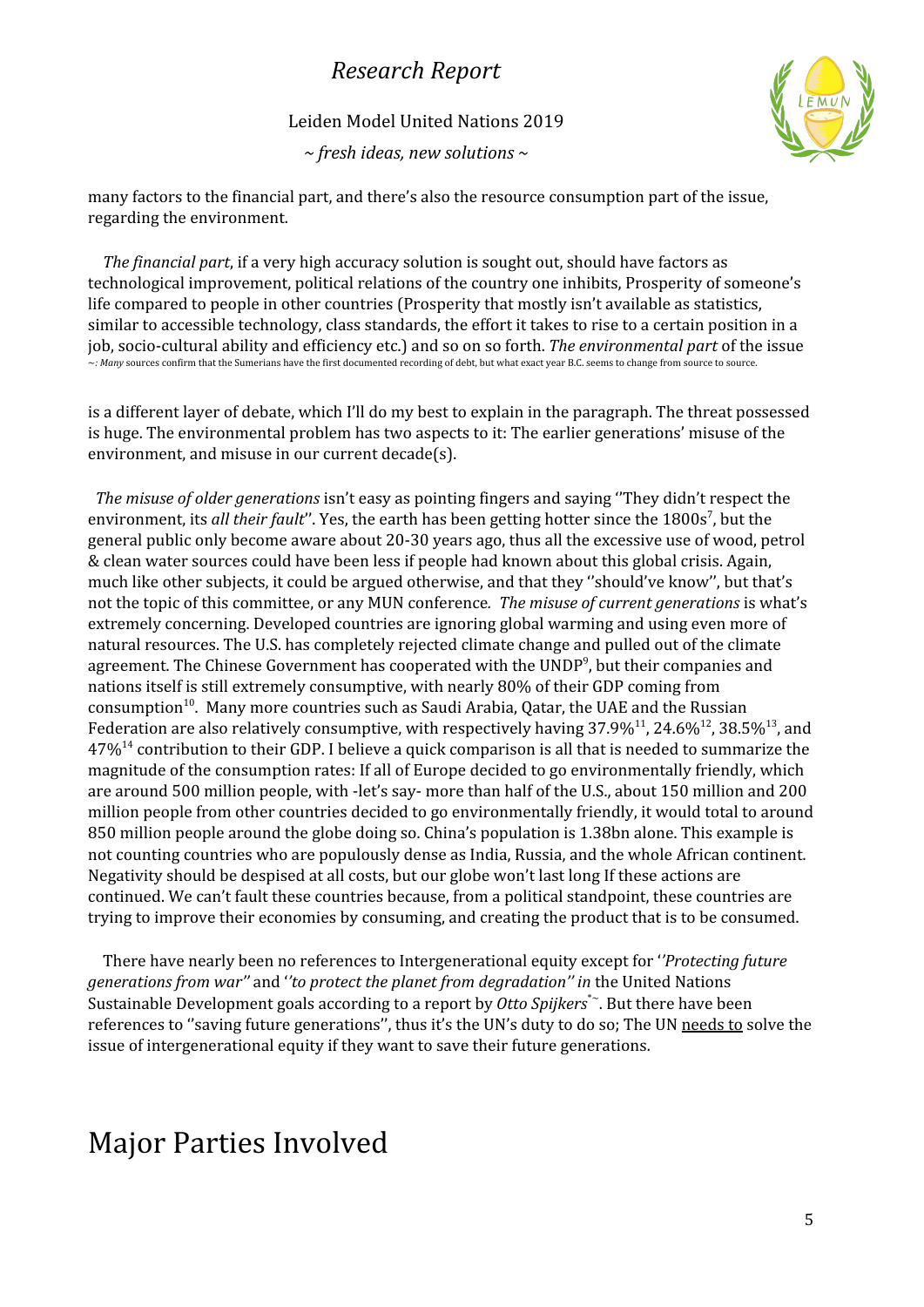many factors to the financial part, and there's also the resource consumption part of the issue, regarding the environment.

*The financial part*, if a very high accuracy solution is sought out, should have factors as technological improvement, political relations of the country one inhibits, Prosperity of someone's life compared to people in other countries (Prosperity that mostly isn't available as statistics, similar to accessible technology, class standards, the effort it takes to rise to a certain position in a job, socio-cultural ability and efficiency etc.) and so on so forth. *The environmental part* of the issue is a different layer of debate, which I'll do my best to explain in the paragraph. The threat possessed is huge. The environmental problem has two aspects to it: The earlier generations' misuse of the environment, and misuse in our current decade(s).

*The misuse of older generations* isn't easy as pointing fingers and saying ''They didn't respect the environment, its *all their fault*''. Yes, the earth has been getting hotter since the 1800s[7], but the general public only become aware about 20-30 years ago, thus all the excessive use of wood, petrol & clean water sources could have been less if people had known about this global crisis. Again, much like other subjects, it could be argued otherwise, and that they ''should've know'', but that's not the topic of this committee, or any MUN conference*.* *The misuse of current generations* is what's extremely concerning. Developed countries are ignoring global warming and using even more of natural resources. The U.S. has completely rejected climate change and pulled out of the climate agreement. The Chinese Government has cooperated with the UNDP[9], but their companies and nations itself is still extremely consumptive, with nearly 80% of their GDP coming from consumption[10]. Many more countries such as Saudi Arabia, Qatar, the UAE and the Russian Federation are also relatively consumptive, with respectively having 37.9%[11], 24.6%[12], 38.5%[13], and 47%[14] contribution to their GDP. I believe a quick comparison is all that is needed to summarize the magnitude of the consumption rates: If all of Europe decided to go environmentally friendly, which are around 500 million people, with -let's say- more than half of the U.S., about 150 million and 200 million people from other countries decided to go environmentally friendly, it would total to around 850 million people around the globe doing so. China's population is 1.38bn alone. This example is not counting countries who are populously dense as India, Russia, and the whole African continent. Negativity should be despised at all costs, but our globe won't last long If these actions are continued. We can't fault these countries because, from a political standpoint, these countries are trying to improve their economies by consuming, and creating the product that is to be consumed.

There have nearly been no references to Intergenerational equity except for ''*Protecting future generations from war''* and ''*to protect the planet from degradation'' in* the United Nations Sustainable Development goals according to a report by *Otto Spijkers*[*~]. But there have been references to ''saving future generations'', thus it's the UN's duty to do so; The UN <u>needs to</u> solve the issue of intergenerational equity if they want to save their future generations.

~: *Many* sources confirm that the Sumerians have the first documented recording of debt, but what exact year B.C. seems to change from source to source.

# Major Parties Involved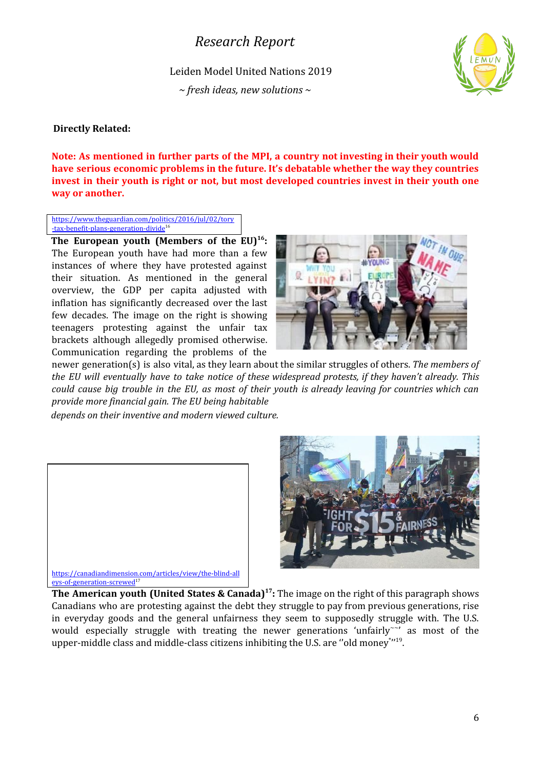**Directly Related:**

**Note: As mentioned in further parts of the MPI, a country not investing in their youth would have serious economic problems in the future. It's debatable whether the way they countries invest in their youth is right or not, but most developed countries invest in their youth one way or another.**

https://www.theguardian.com/politics/2016/jul/02/tory-tax-benefit-plans-generation-divide[16]

**The European youth (Members of the EU)[16]:** The European youth have had more than a few instances of where they have protested against their situation. As mentioned in the general overview, the GDP per capita adjusted with inflation has significantly decreased over the last few decades. The image on the right is showing teenagers protesting against the unfair tax brackets although allegedly promised otherwise. Communication regarding the problems of the newer generation(s) is also vital, as they learn about the similar struggles of others. *The members of the EU will eventually have to take notice of these widespread protests, if they haven't already. This could cause big trouble in the EU, as most of their youth is already leaving for countries which can provide more financial gain. The EU being habitable depends on their inventive and modern viewed culture.*

https://canadiandimension.com/articles/view/the-blind-alleys-of-generation-screwed[17]

**The American youth (United States & Canada)[17]:** The image on the right of this paragraph shows Canadians who are protesting against the debt they struggle to pay from previous generations, rise in everyday goods and the general unfairness they seem to supposedly struggle with. The U.S. would especially struggle with treating the newer generations 'unfairly'~' as most of the upper-middle class and middle-class citizens inhibiting the U.S. are ''old money*''[19].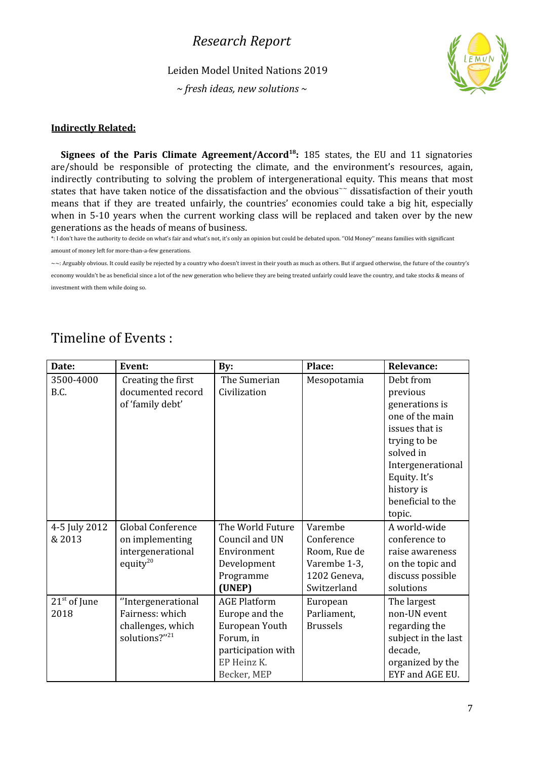**Indirectly Related:**

**Signees of the Paris Climate Agreement/Accord[18]:** 185 states, the EU and 11 signatories are/should be responsible of protecting the climate, and the environment's resources, again, indirectly contributing to solving the problem of intergenerational equity. This means that most states that have taken notice of the dissatisfaction and the obvious~~ dissatisfaction of their youth means that if they are treated unfairly, the countries' economies could take a big hit, especially when in 5-10 years when the current working class will be replaced and taken over by the new generations as the heads of means of business.

*: I don't have the authority to decide on what's fair and what's not, it's only an opinion but could be debated upon. ''Old Money'' means families with significant amount of money left for more-than-a-few generations.

~~: Arguably obvious. It could easily be rejected by a country who doesn't invest in their youth as much as others. But if argued otherwise, the future of the country's economy wouldn't be as beneficial since a lot of the new generation who believe they are being treated unfairly could leave the country, and take stocks & means of investment with them while doing so.

## Timeline of Events :

| Date: | Event: | By: | Place: | Relevance: |
|---|---|---|---|---|
| 3500-4000 B.C. | Creating the first documented record of 'family debt' | The Sumerian Civilization | Mesopotamia | Debt from previous generations is one of the main issues that is trying to be solved in Intergenerational Equity. It's history is beneficial to the topic. |
| 4-5 July 2012 & 2013 | Global Conference on implementing intergenerational equity[20] | The World Future Council and UN Environment Development Programme **(UNEP)** | Varembe Conference Room, Rue de Varembe 1-3, 1202 Geneva, Switzerland | A world-wide conference to raise awareness on the topic and discuss possible solutions |
| 21st of June 2018 | ''Intergenerational Fairness: which challenges, which solutions?''[21] | AGE Platform Europe and the European Youth Forum, in participation with EP Heinz K. Becker, MEP | European Parliament, Brussels | The largest non-UN event regarding the subject in the last decade, organized by the EYF and AGE EU. |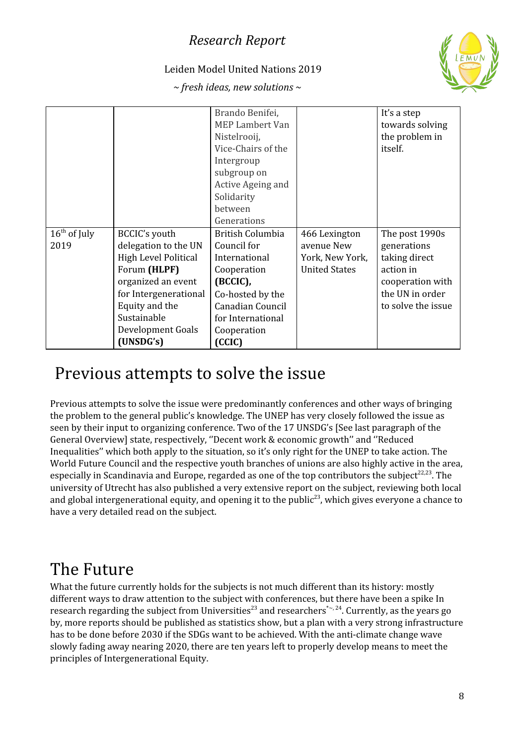| | | | | |
|---|---|---|---|---|
| | | Brando Benifei, MEP Lambert Van Nistelrooij, Vice-Chairs of the Intergroup subgroup on Active Ageing and Solidarity between Generations | | It's a step towards solving the problem in itself. |
| 16th of July 2019 | BCCIC's youth delegation to the UN High Level Political Forum **(HLPF)** organized an event for Intergenerational Equity and the Sustainable Development Goals **(UNSDG's)** | British Columbia Council for International Cooperation **(BCCIC),** Co-hosted by the Canadian Council for International Cooperation **(CCIC)** | 466 Lexington avenue New York, New York, United States | The post 1990s generations taking direct action in cooperation with the UN in order to solve the issue |

## Previous attempts to solve the issue

Previous attempts to solve the issue were predominantly conferences and other ways of bringing the problem to the general public's knowledge. The UNEP has very closely followed the issue as seen by their input to organizing conference. Two of the 17 UNSDG's [See last paragraph of the General Overview] state, respectively, ''Decent work & economic growth'' and ''Reduced Inequalities'' which both apply to the situation, so it's only right for the UNEP to take action. The World Future Council and the respective youth branches of unions are also highly active in the area, especially in Scandinavia and Europe, regarded as one of the top contributors the subject[22,23]. The university of Utrecht has also published a very extensive report on the subject, reviewing both local and global intergenerational equity, and opening it to the public[23], which gives everyone a chance to have a very detailed read on the subject.

## The Future

What the future currently holds for the subjects is not much different than its history: mostly different ways to draw attention to the subject with conferences, but there have been a spike In research regarding the subject from Universities[23] and researchers[*~, 24]. Currently, as the years go by, more reports should be published as statistics show, but a plan with a very strong infrastructure has to be done before 2030 if the SDGs want to be achieved. With the anti-climate change wave slowly fading away nearing 2020, there are ten years left to properly develop means to meet the principles of Intergenerational Equity.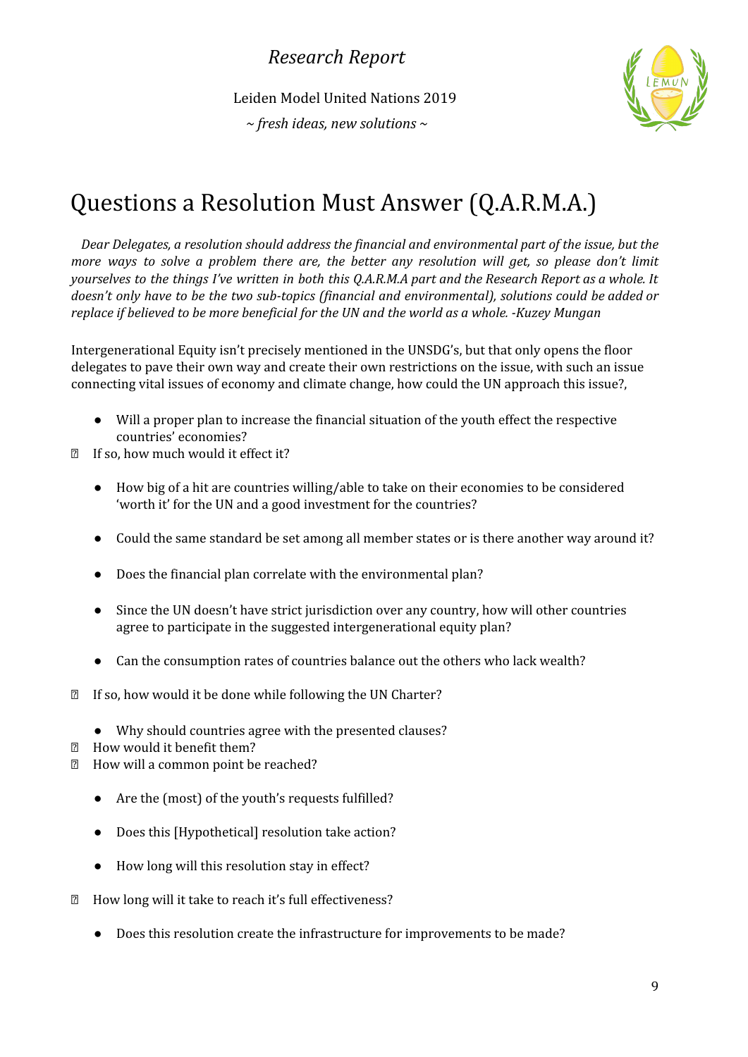# Questions a Resolution Must Answer (Q.A.R.M.A.)

*Dear Delegates, a resolution should address the financial and environmental part of the issue, but the more ways to solve a problem there are, the better any resolution will get, so please don't limit yourselves to the things I've written in both this Q.A.R.M.A part and the Research Report as a whole. It doesn't only have to be the two sub-topics (financial and environmental), solutions could be added or replace if believed to be more beneficial for the UN and the world as a whole. -Kuzey Mungan*

Intergenerational Equity isn't precisely mentioned in the UNSDG's, but that only opens the floor delegates to pave their own way and create their own restrictions on the issue, with such an issue connecting vital issues of economy and climate change, how could the UN approach this issue?,

- Will a proper plan to increase the financial situation of the youth effect the respective countries' economies?
  - If so, how much would it effect it?

- How big of a hit are countries willing/able to take on their economies to be considered 'worth it' for the UN and a good investment for the countries?

- Could the same standard be set among all member states or is there another way around it?

- Does the financial plan correlate with the environmental plan?

- Since the UN doesn't have strict jurisdiction over any country, how will other countries agree to participate in the suggested intergenerational equity plan?

- Can the consumption rates of countries balance out the others who lack wealth?
  - If so, how would it be done while following the UN Charter?

- Why should countries agree with the presented clauses?
  - How would it benefit them?
  - How will a common point be reached?

- Are the (most) of the youth's requests fulfilled?

- Does this [Hypothetical] resolution take action?

- How long will this resolution stay in effect?
  - How long will it take to reach it's full effectiveness?

- Does this resolution create the infrastructure for improvements to be made?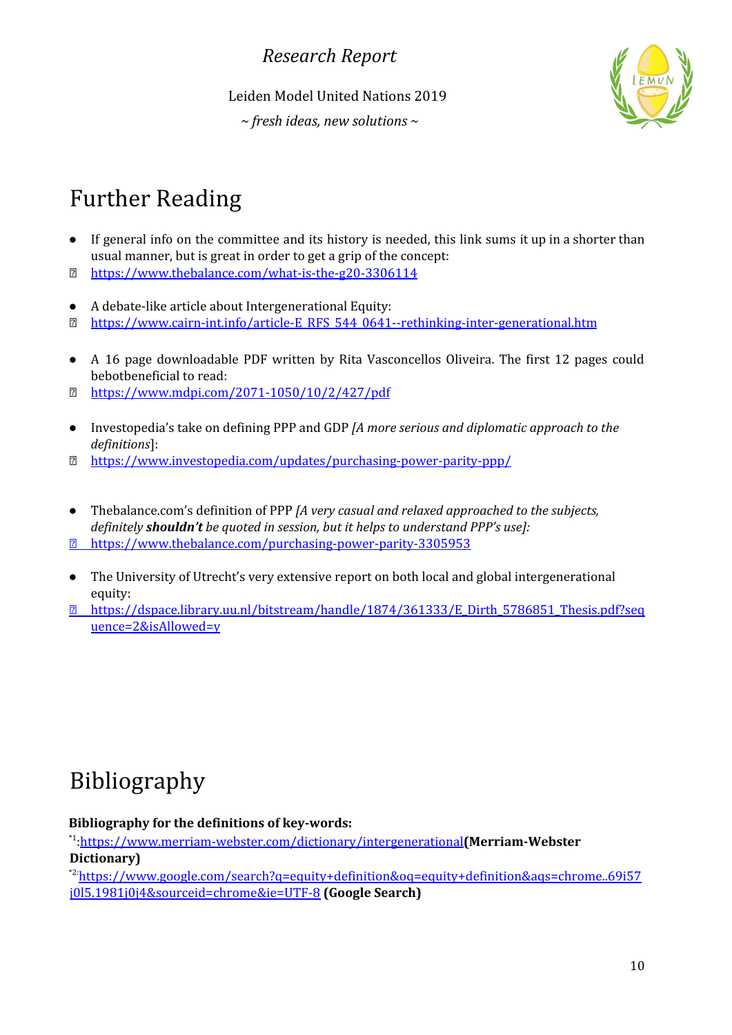# Further Reading

- If general info on the committee and its history is needed, this link sums it up in a shorter than usual manner, but is great in order to get a grip of the concept:
  - https://www.thebalance.com/what-is-the-g20-3306114

- A debate-like article about Intergenerational Equity:
  - https://www.cairn-int.info/article-E_RFS_544_0641--rethinking-inter-generational.htm

- A 16 page downloadable PDF written by Rita Vasconcellos Oliveira. The first 12 pages could bebotbeneficial to read:
  - https://www.mdpi.com/2071-1050/10/2/427/pdf

- Investopedia's take on defining PPP and GDP *[A more serious and diplomatic approach to the definitions*]:
  - https://www.investopedia.com/updates/purchasing-power-parity-ppp/

- Thebalance.com's definition of PPP *[A very casual and relaxed approached to the subjects, definitely* ***shouldn't*** *be quoted in session, but it helps to understand PPP's use]:*
  - https://www.thebalance.com/purchasing-power-parity-3305953

- The University of Utrecht's very extensive report on both local and global intergenerational equity:
  - https://dspace.library.uu.nl/bitstream/handle/1874/361333/E_Dirth_5786851_Thesis.pdf?sequence=2&isAllowed=y

# Bibliography

**Bibliography for the definitions of key-words:**

*1:https://www.merriam-webster.com/dictionary/intergenerational**(Merriam-Webster Dictionary)**

*2:https://www.google.com/search?q=equity+definition&oq=equity+definition&aqs=chrome..69i57j0l5.1981j0j4&sourceid=chrome&ie=UTF-8 **(Google Search)**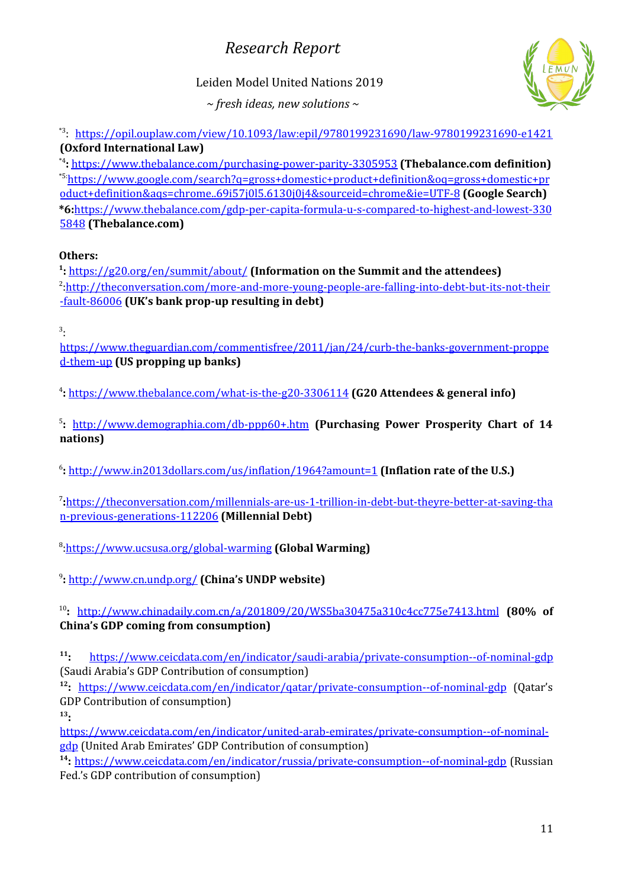[*3]: https://opil.ouplaw.com/view/10.1093/law:epil/9780199231690/law-9780199231690-e1421 **(Oxford International Law)**

[*4]**:** https://www.thebalance.com/purchasing-power-parity-3305953 **(Thebalance.com definition)**

[*5]https://www.google.com/search?q=gross+domestic+product+definition&oq=gross+domestic+product+definition&aqs=chrome..69i57j0l5.6130j0j4&sourceid=chrome&ie=UTF-8 **(Google Search)**

***6:**https://www.thebalance.com/gdp-per-capita-formula-u-s-compared-to-highest-and-lowest-3305848 **(Thebalance.com)**

**Others:**

[1]**:** https://g20.org/en/summit/about/ **(Information on the Summit and the attendees)**

[2]:http://theconversation.com/more-and-more-young-people-are-falling-into-debt-but-its-not-their-fault-86006 **(UK's bank prop-up resulting in debt)**

[3]:
https://www.theguardian.com/commentisfree/2011/jan/24/curb-the-banks-government-propped-them-up **(US propping up banks)**

[4]**:** https://www.thebalance.com/what-is-the-g20-3306114 **(G20 Attendees & general info)**

[5]**:** http://www.demographia.com/db-ppp60+.htm **(Purchasing Power Prosperity Chart of 14 nations)**

[6]**:** http://www.in2013dollars.com/us/inflation/1964?amount=1 **(Inflation rate of the U.S.)**

[7]**:**https://theconversation.com/millennials-are-us-1-trillion-in-debt-but-theyre-better-at-saving-than-previous-generations-112206 **(Millennial Debt)**

[8]:https://www.ucsusa.org/global-warming **(Global Warming)**

[9]**:** http://www.cn.undp.org/ **(China's UNDP website)**

[10]**:** http://www.chinadaily.com.cn/a/201809/20/WS5ba30475a310c4cc775e7413.html **(80% of China's GDP coming from consumption)**

[11]**:** https://www.ceicdata.com/en/indicator/saudi-arabia/private-consumption--of-nominal-gdp (Saudi Arabia's GDP Contribution of consumption)

[12]**:** https://www.ceicdata.com/en/indicator/qatar/private-consumption--of-nominal-gdp (Qatar's GDP Contribution of consumption)

[13]**:**
https://www.ceicdata.com/en/indicator/united-arab-emirates/private-consumption--of-nominal-gdp (United Arab Emirates' GDP Contribution of consumption)

[14]**:** https://www.ceicdata.com/en/indicator/russia/private-consumption--of-nominal-gdp (Russian Fed.'s GDP contribution of consumption)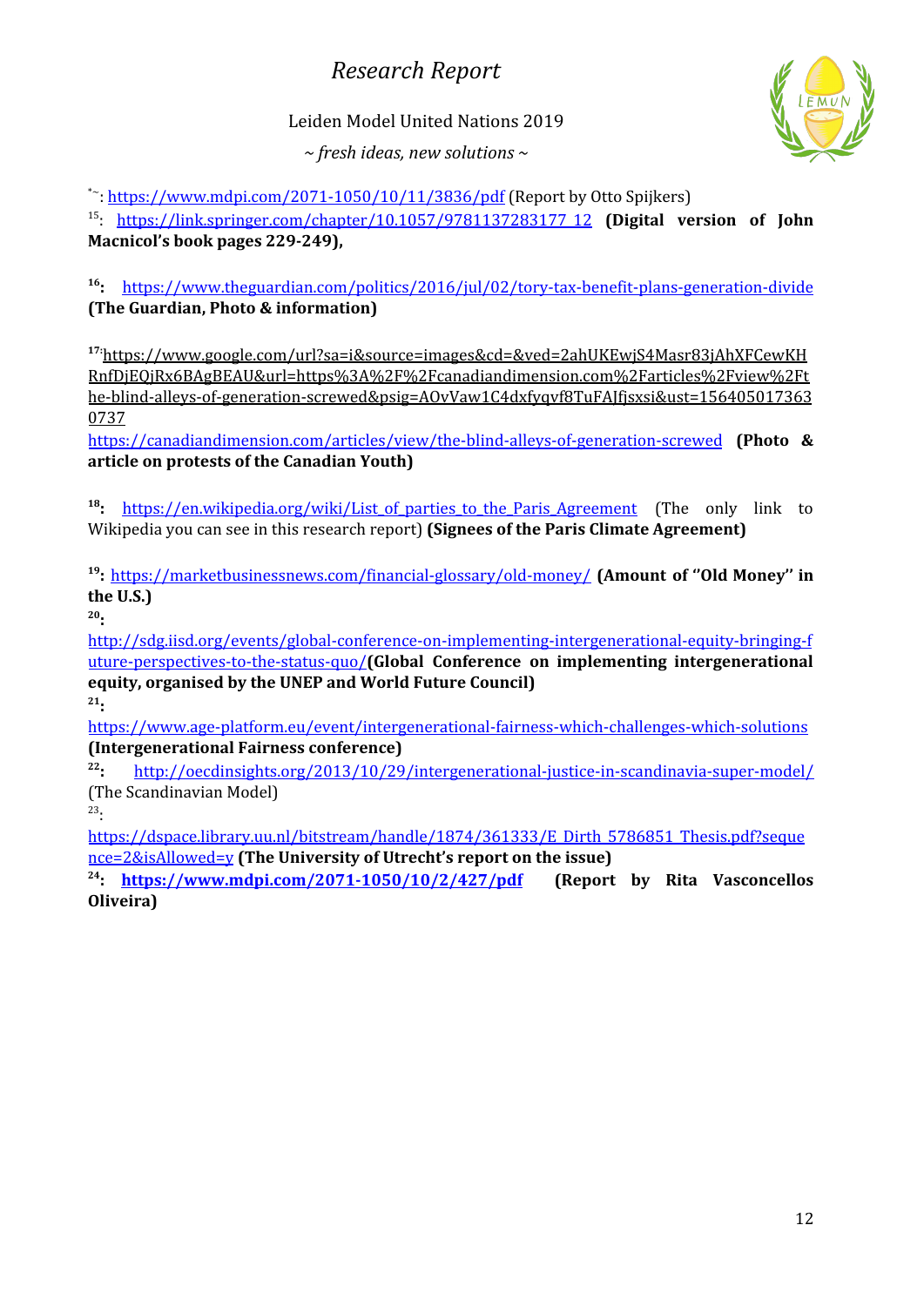[*~]: https://www.mdpi.com/2071-1050/10/11/3836/pdf (Report by Otto Spijkers)

[15]: https://link.springer.com/chapter/10.1057/9781137283177_12 **(Digital version of John Macnicol's book pages 229-249),**

**[16]:** https://www.theguardian.com/politics/2016/jul/02/tory-tax-benefit-plans-generation-divide **(The Guardian, Photo & information)**

**[17]**:https://www.google.com/url?sa=i&source=images&cd=&ved=2ahUKEwjS4Masr83jAhXFCewKHRnfDjEQjRx6BAgBEAU&url=https%3A%2F%2Fcanadiandimension.com%2Farticles%2Fview%2Fthe-blind-alleys-of-generation-screwed&psig=AOvVaw1C4dxfyqvf8TuFAJfjsxsi&ust=1564050173630737
https://canadiandimension.com/articles/view/the-blind-alleys-of-generation-screwed **(Photo & article on protests of the Canadian Youth)**

**[18]:** https://en.wikipedia.org/wiki/List_of_parties_to_the_Paris_Agreement (The only link to Wikipedia you can see in this research report) **(Signees of the Paris Climate Agreement)**

**[19]:** https://marketbusinessnews.com/financial-glossary/old-money/ **(Amount of ''Old Money'' in the U.S.)**

**[20]:**
http://sdg.iisd.org/events/global-conference-on-implementing-intergenerational-equity-bringing-future-perspectives-to-the-status-quo/**(Global Conference on implementing intergenerational equity, organised by the UNEP and World Future Council)**

**[21]:**
https://www.age-platform.eu/event/intergenerational-fairness-which-challenges-which-solutions **(Intergenerational Fairness conference)**

**[22]:** http://oecdinsights.org/2013/10/29/intergenerational-justice-in-scandinavia-super-model/ (The Scandinavian Model)

[23]:
https://dspace.library.uu.nl/bitstream/handle/1874/361333/E_Dirth_5786851_Thesis.pdf?sequence=2&isAllowed=y **(The University of Utrecht's report on the issue)**

**[24]:** **https://www.mdpi.com/2071-1050/10/2/427/pdf** **(Report by Rita Vasconcellos Oliveira)**